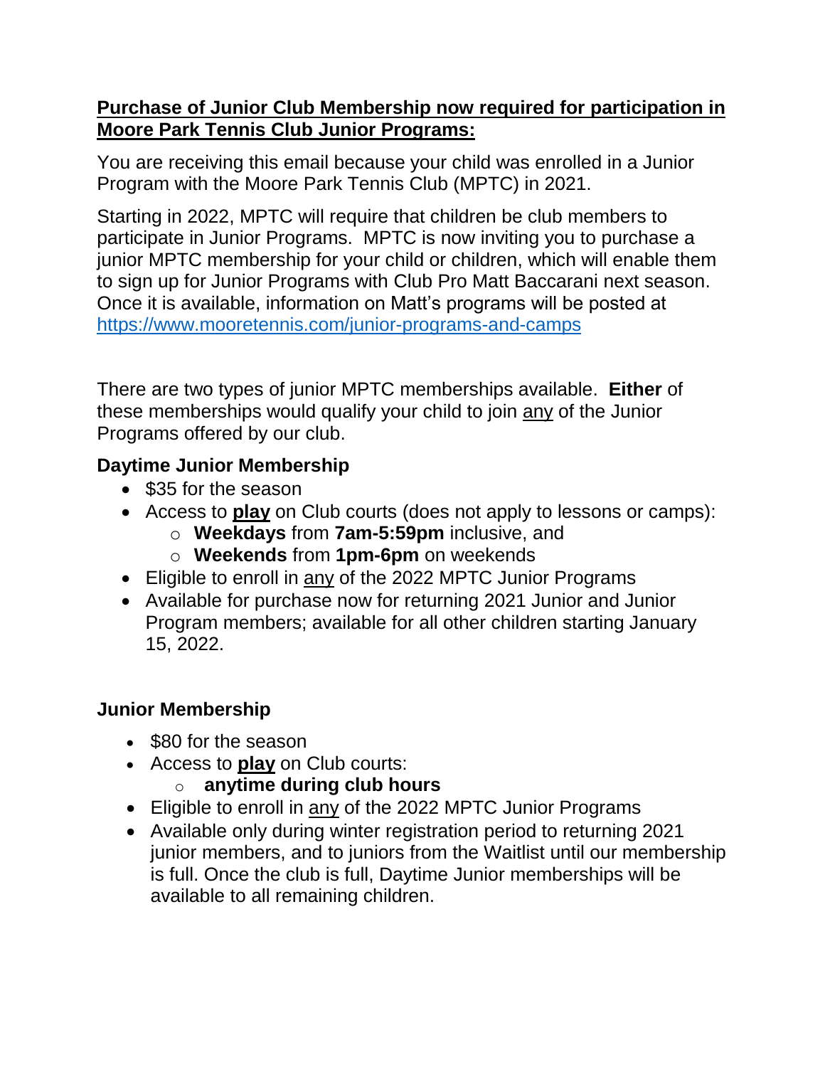**<u>Purchase of Junior Club Membership now required for participation in Moore Park Tennis Club Junior Programs:</u>**

You are receiving this email because your child was enrolled in a Junior Program with the Moore Park Tennis Club (MPTC) in 2021.

Starting in 2022, MPTC will require that children be club members to participate in Junior Programs. MPTC is now inviting you to purchase a junior MPTC membership for your child or children, which will enable them to sign up for Junior Programs with Club Pro Matt Baccarani next season. Once it is available, information on Matt's programs will be posted at [https://www.mooretennis.com/junior-programs-and-camps](https://www.mooretennis.com/junior-programs-and-camps)

There are two types of junior MPTC memberships available. **Either** of these memberships would qualify your child to join <u>any</u> of the Junior Programs offered by our club.

### Daytime Junior Membership

- $35 for the season
- Access to **<u>play</u>** on Club courts (does not apply to lessons or camps):
  - **Weekdays** from **7am-5:59pm** inclusive, and
  - **Weekends** from **1pm-6pm** on weekends
- Eligible to enroll in <u>any</u> of the 2022 MPTC Junior Programs
- Available for purchase now for returning 2021 Junior and Junior Program members; available for all other children starting January 15, 2022.

### Junior Membership

- $80 for the season
- Access to **<u>play</u>** on Club courts:
  - **anytime during club hours**
- Eligible to enroll in <u>any</u> of the 2022 MPTC Junior Programs
- Available only during winter registration period to returning 2021 junior members, and to juniors from the Waitlist until our membership is full. Once the club is full, Daytime Junior memberships will be available to all remaining children.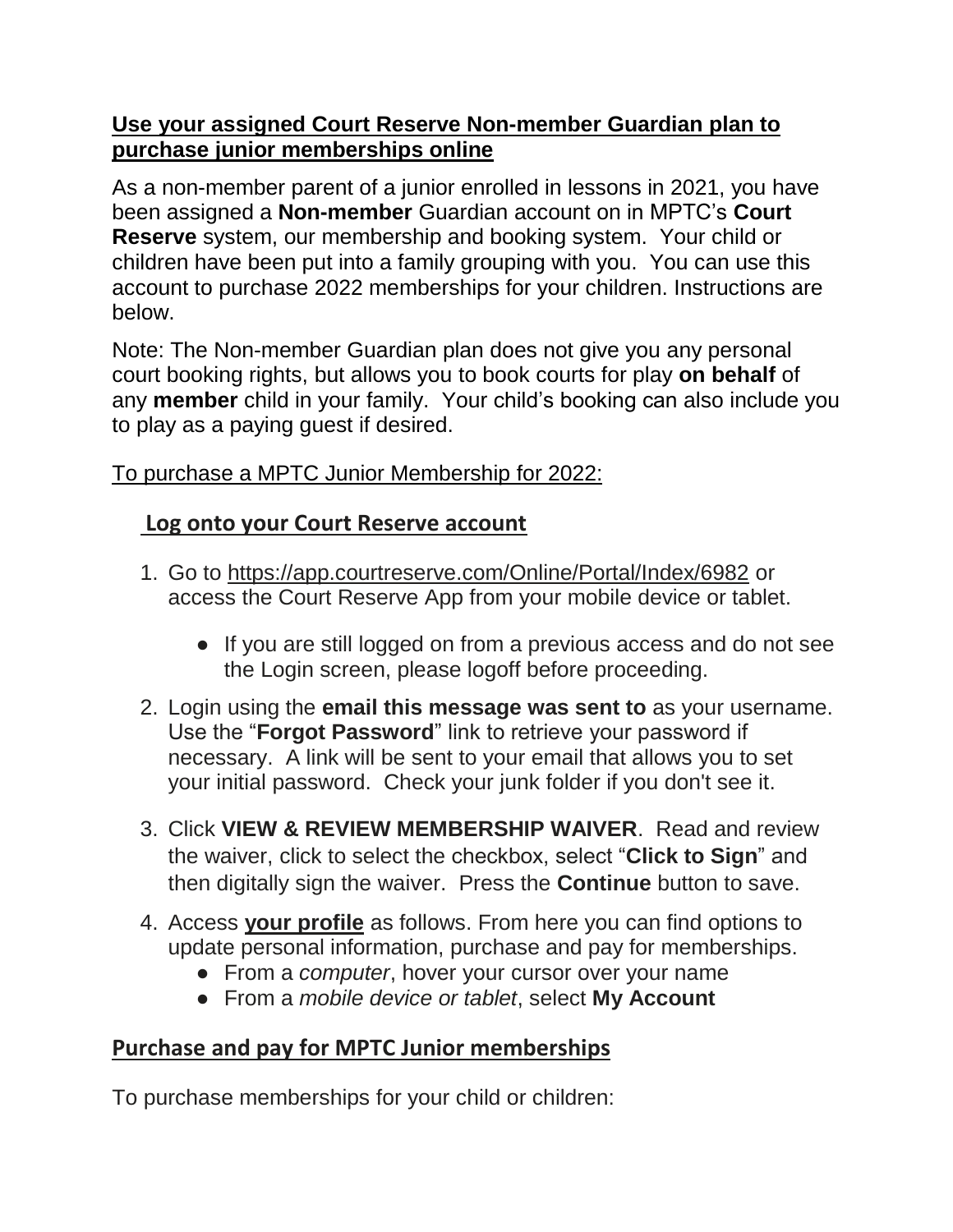## **Use your assigned Court Reserve Non-member Guardian plan to purchase junior memberships online**

As a non-member parent of a junior enrolled in lessons in 2021, you have been assigned a **Non-member** Guardian account on in MPTC's **Court Reserve** system, our membership and booking system. Your child or children have been put into a family grouping with you. You can use this account to purchase 2022 memberships for your children. Instructions are below.

Note: The Non-member Guardian plan does not give you any personal court booking rights, but allows you to book courts for play **on behalf** of any **member** child in your family. Your child's booking can also include you to play as a paying guest if desired.

To purchase a MPTC Junior Membership for 2022:

### **Log onto your Court Reserve account**

1. Go to https://app.courtreserve.com/Online/Portal/Index/6982 or access the Court Reserve App from your mobile device or tablet.
   - If you are still logged on from a previous access and do not see the Login screen, please logoff before proceeding.
2. Login using the **email this message was sent to** as your username. Use the "**Forgot Password**" link to retrieve your password if necessary. A link will be sent to your email that allows you to set your initial password. Check your junk folder if you don't see it.
3. Click **VIEW & REVIEW MEMBERSHIP WAIVER**. Read and review the waiver, click to select the checkbox, select "**Click to Sign**" and then digitally sign the waiver. Press the **Continue** button to save.
4. Access **your profile** as follows. From here you can find options to update personal information, purchase and pay for memberships.
   - From a *computer*, hover your cursor over your name
   - From a *mobile device or tablet*, select **My Account**

### **Purchase and pay for MPTC Junior memberships**

To purchase memberships for your child or children: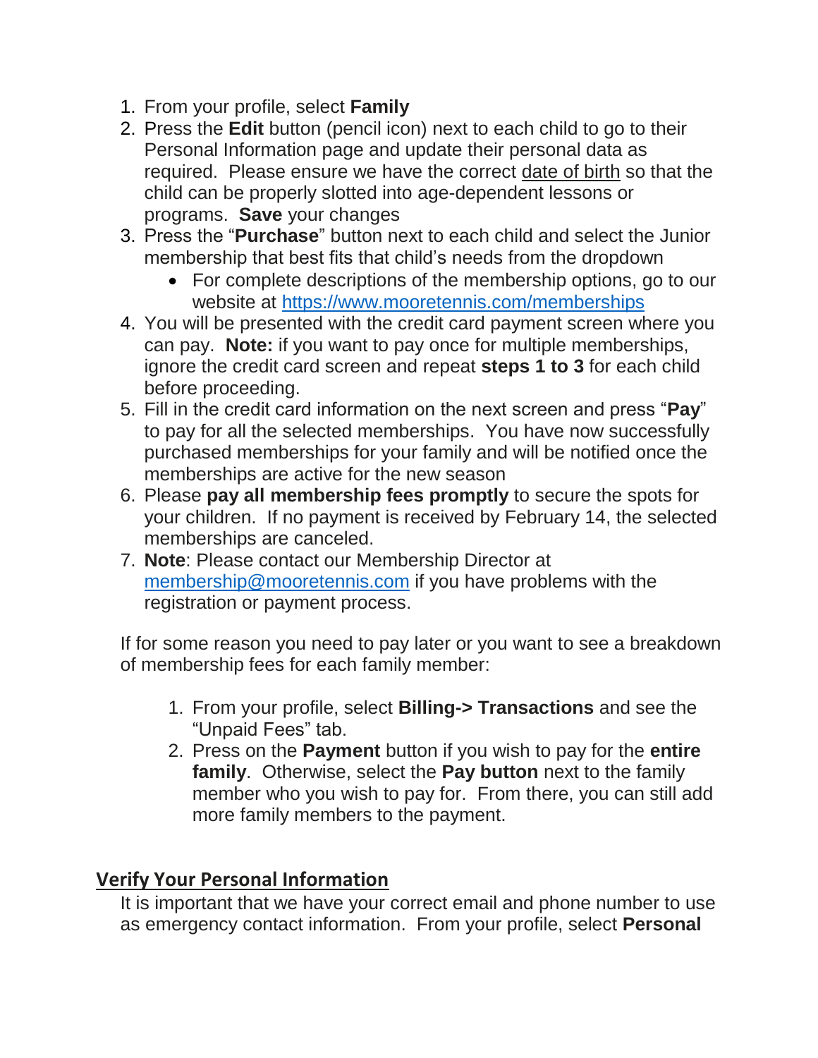1. From your profile, select **Family**
2. Press the **Edit** button (pencil icon) next to each child to go to their Personal Information page and update their personal data as required. Please ensure we have the correct <u>date of birth</u> so that the child can be properly slotted into age-dependent lessons or programs. **Save** your changes
3. Press the "**Purchase**" button next to each child and select the Junior membership that best fits that child's needs from the dropdown
   - For complete descriptions of the membership options, go to our website at [https://www.mooretennis.com/memberships](https://www.mooretennis.com/memberships)
4. You will be presented with the credit card payment screen where you can pay. **Note:** if you want to pay once for multiple memberships, ignore the credit card screen and repeat **steps 1 to 3** for each child before proceeding.
5. Fill in the credit card information on the next screen and press "**Pay**" to pay for all the selected memberships. You have now successfully purchased memberships for your family and will be notified once the memberships are active for the new season
6. Please **pay all membership fees promptly** to secure the spots for your children. If no payment is received by February 14, the selected memberships are canceled.
7. **Note**: Please contact our Membership Director at [membership@mooretennis.com](mailto:membership@mooretennis.com) if you have problems with the registration or payment process.

If for some reason you need to pay later or you want to see a breakdown of membership fees for each family member:

1. From your profile, select **Billing-> Transactions** and see the "Unpaid Fees" tab.
2. Press on the **Payment** button if you wish to pay for the **entire family**. Otherwise, select the **Pay button** next to the family member who you wish to pay for. From there, you can still add more family members to the payment.

## Verify Your Personal Information

It is important that we have your correct email and phone number to use as emergency contact information. From your profile, select **Personal**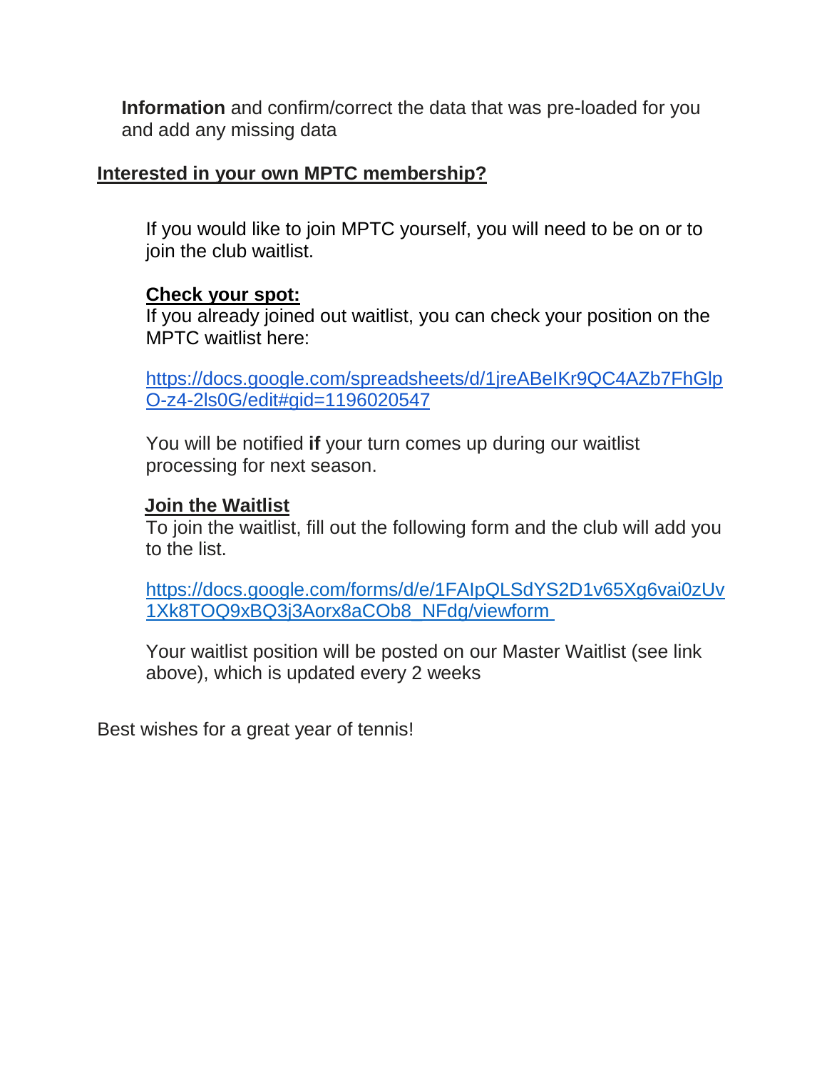**Information** and confirm/correct the data that was pre-loaded for you and add any missing data

## Interested in your own MPTC membership?

If you would like to join MPTC yourself, you will need to be on or to join the club waitlist.

### Check your spot:

If you already joined out waitlist, you can check your position on the MPTC waitlist here:

https://docs.google.com/spreadsheets/d/1jreABeIKr9QC4AZb7FhGlpO-z4-2ls0G/edit#gid=1196020547

You will be notified **if** your turn comes up during our waitlist processing for next season.

### Join the Waitlist

To join the waitlist, fill out the following form and the club will add you to the list.

https://docs.google.com/forms/d/e/1FAIpQLSdYS2D1v65Xg6vai0zUv1Xk8TOQ9xBQ3j3Aorx8aCOb8_NFdg/viewform

Your waitlist position will be posted on our Master Waitlist (see link above), which is updated every 2 weeks

Best wishes for a great year of tennis!